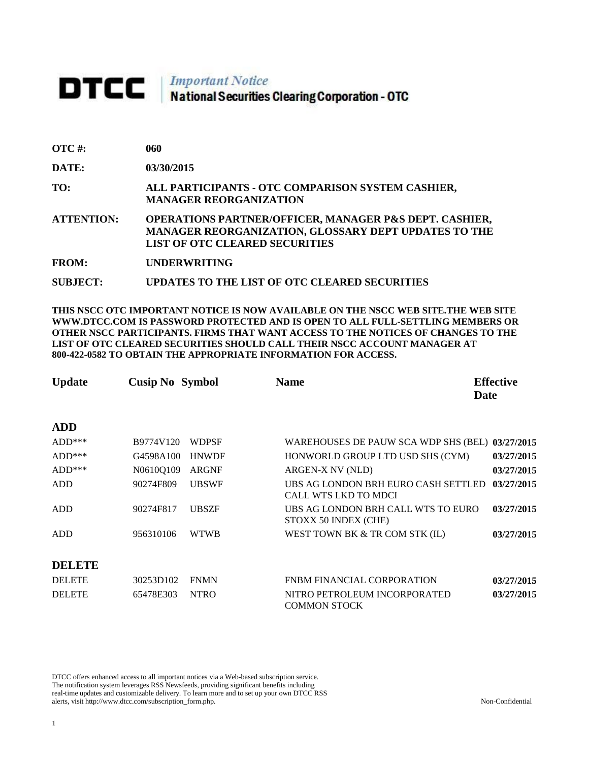# DTCC | *Important Notice* National Securities Clearing Corporation - OTC

**OTC #:** 060

**DATE:** 03/30/2015

**TO:** ALL PARTICIPANTS - OTC COMPARISON SYSTEM CASHIER, MANAGER REORGANIZATION

**ATTENTION:** OPERATIONS PARTNER/OFFICER, MANAGER P&S DEPT. CASHIER, MANAGER REORGANIZATION, GLOSSARY DEPT UPDATES TO THE LIST OF OTC CLEARED SECURITIES

**FROM:** UNDERWRITING

**SUBJECT:** UPDATES TO THE LIST OF OTC CLEARED SECURITIES

**THIS NSCC OTC IMPORTANT NOTICE IS NOW AVAILABLE ON THE NSCC WEB SITE.THE WEB SITE WWW.DTCC.COM IS PASSWORD PROTECTED AND IS OPEN TO ALL FULL-SETTLING MEMBERS OR OTHER NSCC PARTICIPANTS. FIRMS THAT WANT ACCESS TO THE NOTICES OF CHANGES TO THE LIST OF OTC CLEARED SECURITIES SHOULD CALL THEIR NSCC ACCOUNT MANAGER AT 800-422-0582 TO OBTAIN THE APPROPRIATE INFORMATION FOR ACCESS.**

| Update | Cusip No | Symbol | Name | Effective Date |
|---|---|---|---|---|
| **ADD** | | | | |
| ADD*** | B9774V120 | WDPSF | WAREHOUSES DE PAUW SCA WDP SHS (BEL) | **03/27/2015** |
| ADD*** | G4598A100 | HNWDF | HONWORLD GROUP LTD USD SHS (CYM) | **03/27/2015** |
| ADD*** | N0610Q109 | ARGNF | ARGEN-X NV (NLD) | **03/27/2015** |
| ADD | 90274F809 | UBSWF | UBS AG LONDON BRH EURO CASH SETTLED CALL WTS LKD TO MDCI | **03/27/2015** |
| ADD | 90274F817 | UBSZF | UBS AG LONDON BRH CALL WTS TO EURO STOXX 50 INDEX (CHE) | **03/27/2015** |
| ADD | 956310106 | WTWB | WEST TOWN BK & TR COM STK (IL) | **03/27/2015** |
| **DELETE** | | | | |
| DELETE | 30253D102 | FNMN | FNBM FINANCIAL CORPORATION | **03/27/2015** |
| DELETE | 65478E303 | NTRO | NITRO PETROLEUM INCORPORATED COMMON STOCK | **03/27/2015** |

DTCC offers enhanced access to all important notices via a Web-based subscription service. The notification system leverages RSS Newsfeeds, providing significant benefits including real-time updates and customizable delivery. To learn more and to set up your own DTCC RSS alerts, visit http://www.dtcc.com/subscription_form.php.

Non-Confidential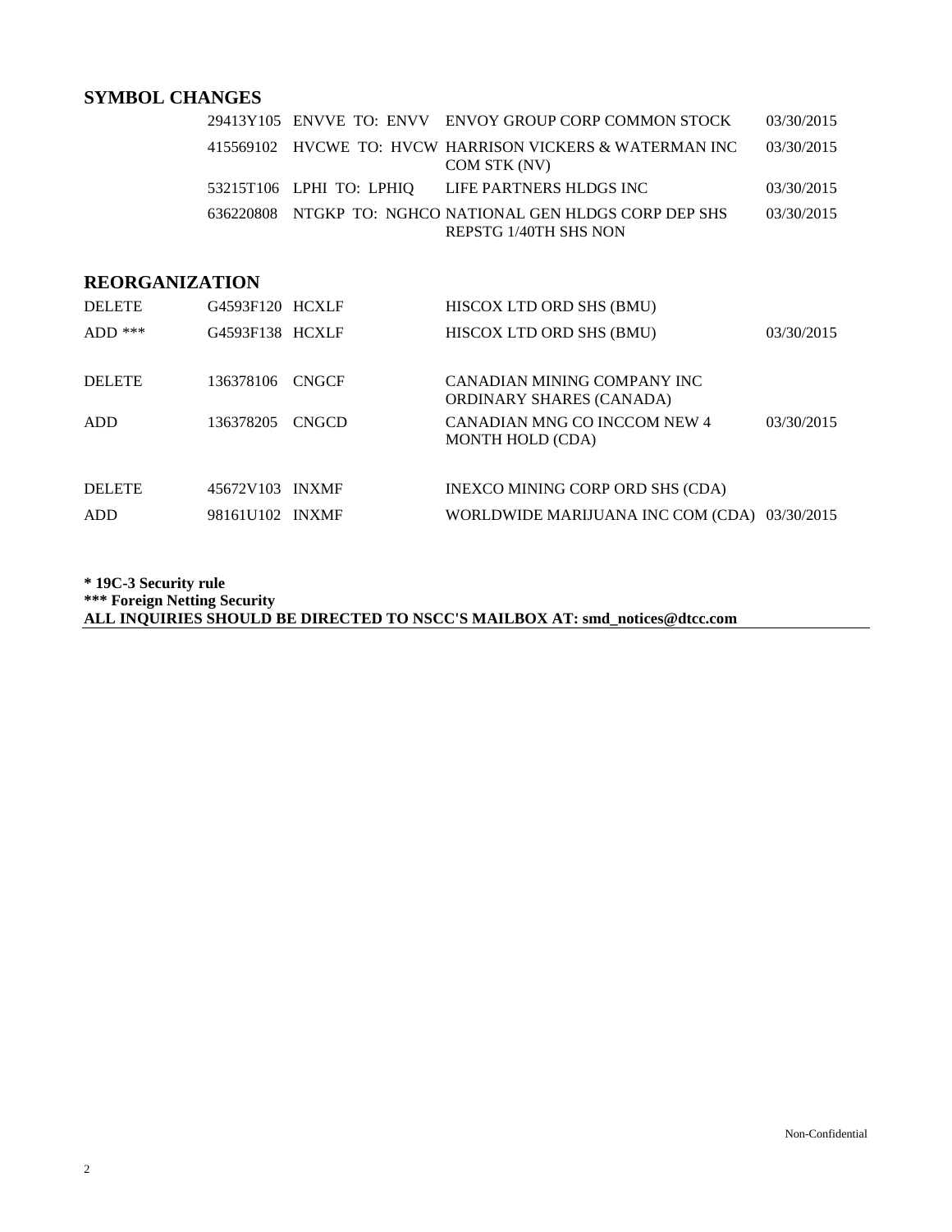## SYMBOL CHANGES

| | | | |
|---|---|---|---|
| 29413Y105 | ENVVE TO: ENVV | ENVOY GROUP CORP COMMON STOCK | 03/30/2015 |
| 415569102 | HVCWE TO: HVCW | HARRISON VICKERS & WATERMAN INC COM STK (NV) | 03/30/2015 |
| 53215T106 | LPHI TO: LPHIQ | LIFE PARTNERS HLDGS INC | 03/30/2015 |
| 636220808 | NTGKP TO: NGHCO | NATIONAL GEN HLDGS CORP DEP SHS REPSTG 1/40TH SHS NON | 03/30/2015 |

## REORGANIZATION

| | | | | |
|---|---|---|---|---|
| DELETE | G4593F120 | HCXLF | HISCOX LTD ORD SHS (BMU) | |
| ADD *** | G4593F138 | HCXLF | HISCOX LTD ORD SHS (BMU) | 03/30/2015 |
| DELETE | 136378106 | CNGCF | CANADIAN MINING COMPANY INC ORDINARY SHARES (CANADA) | |
| ADD | 136378205 | CNGCD | CANADIAN MNG CO INCCOM NEW 4 MONTH HOLD (CDA) | 03/30/2015 |
| DELETE | 45672V103 | INXMF | INEXCO MINING CORP ORD SHS (CDA) | |
| ADD | 98161U102 | INXMF | WORLDWIDE MARIJUANA INC COM (CDA) | 03/30/2015 |

**\* 19C-3 Security rule**
**\*\*\* Foreign Netting Security**
**ALL INQUIRIES SHOULD BE DIRECTED TO NSCC'S MAILBOX AT: smd_notices@dtcc.com**

Non-Confidential